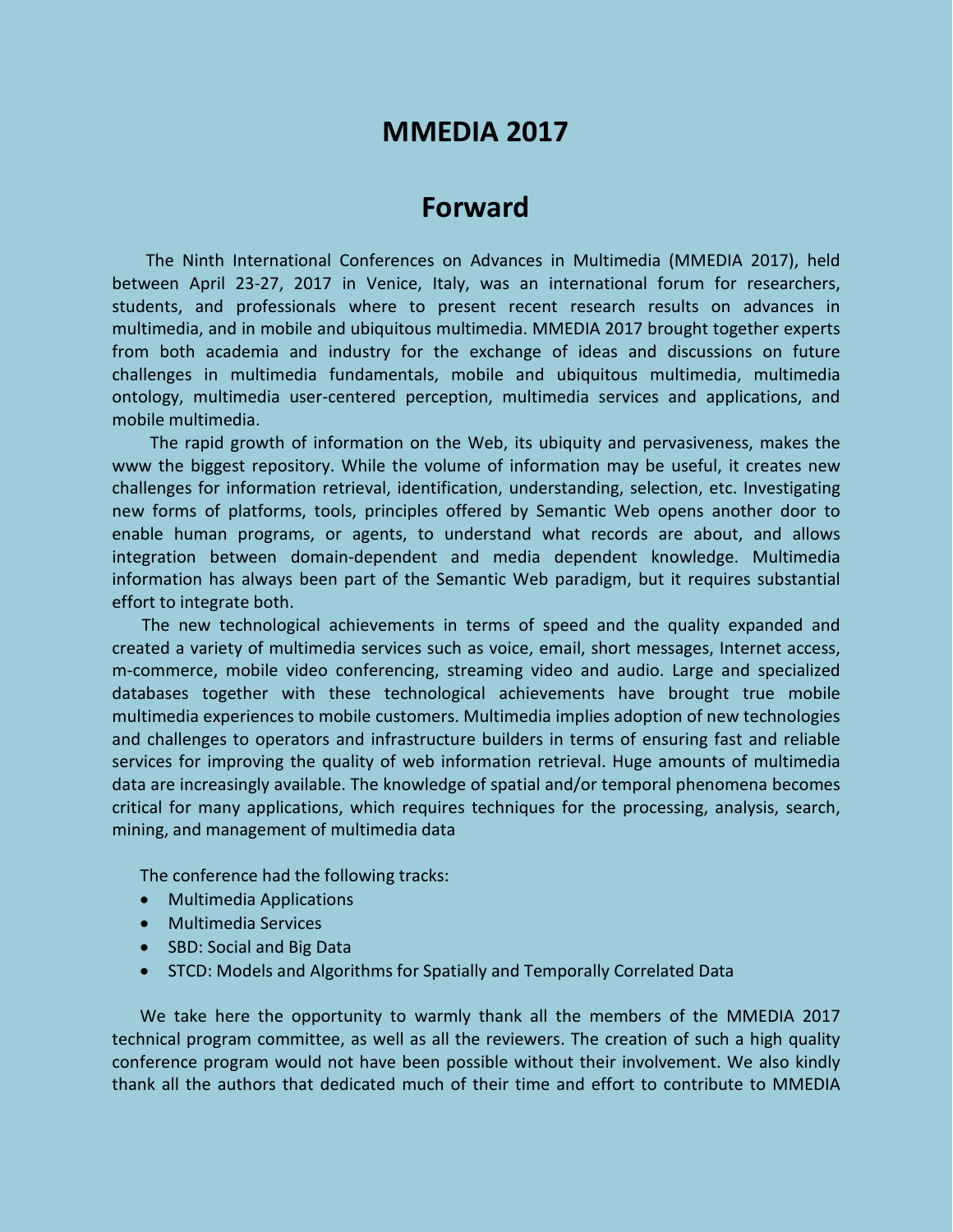# MMEDIA 2017

## Forward

The Ninth International Conferences on Advances in Multimedia (MMEDIA 2017), held between April 23-27, 2017 in Venice, Italy, was an international forum for researchers, students, and professionals where to present recent research results on advances in multimedia, and in mobile and ubiquitous multimedia. MMEDIA 2017 brought together experts from both academia and industry for the exchange of ideas and discussions on future challenges in multimedia fundamentals, mobile and ubiquitous multimedia, multimedia ontology, multimedia user-centered perception, multimedia services and applications, and mobile multimedia.

The rapid growth of information on the Web, its ubiquity and pervasiveness, makes the www the biggest repository. While the volume of information may be useful, it creates new challenges for information retrieval, identification, understanding, selection, etc. Investigating new forms of platforms, tools, principles offered by Semantic Web opens another door to enable human programs, or agents, to understand what records are about, and allows integration between domain-dependent and media dependent knowledge. Multimedia information has always been part of the Semantic Web paradigm, but it requires substantial effort to integrate both.

The new technological achievements in terms of speed and the quality expanded and created a variety of multimedia services such as voice, email, short messages, Internet access, m-commerce, mobile video conferencing, streaming video and audio. Large and specialized databases together with these technological achievements have brought true mobile multimedia experiences to mobile customers. Multimedia implies adoption of new technologies and challenges to operators and infrastructure builders in terms of ensuring fast and reliable services for improving the quality of web information retrieval. Huge amounts of multimedia data are increasingly available. The knowledge of spatial and/or temporal phenomena becomes critical for many applications, which requires techniques for the processing, analysis, search, mining, and management of multimedia data

The conference had the following tracks:

- Multimedia Applications
- Multimedia Services
- SBD: Social and Big Data
- STCD: Models and Algorithms for Spatially and Temporally Correlated Data

We take here the opportunity to warmly thank all the members of the MMEDIA 2017 technical program committee, as well as all the reviewers. The creation of such a high quality conference program would not have been possible without their involvement. We also kindly thank all the authors that dedicated much of their time and effort to contribute to MMEDIA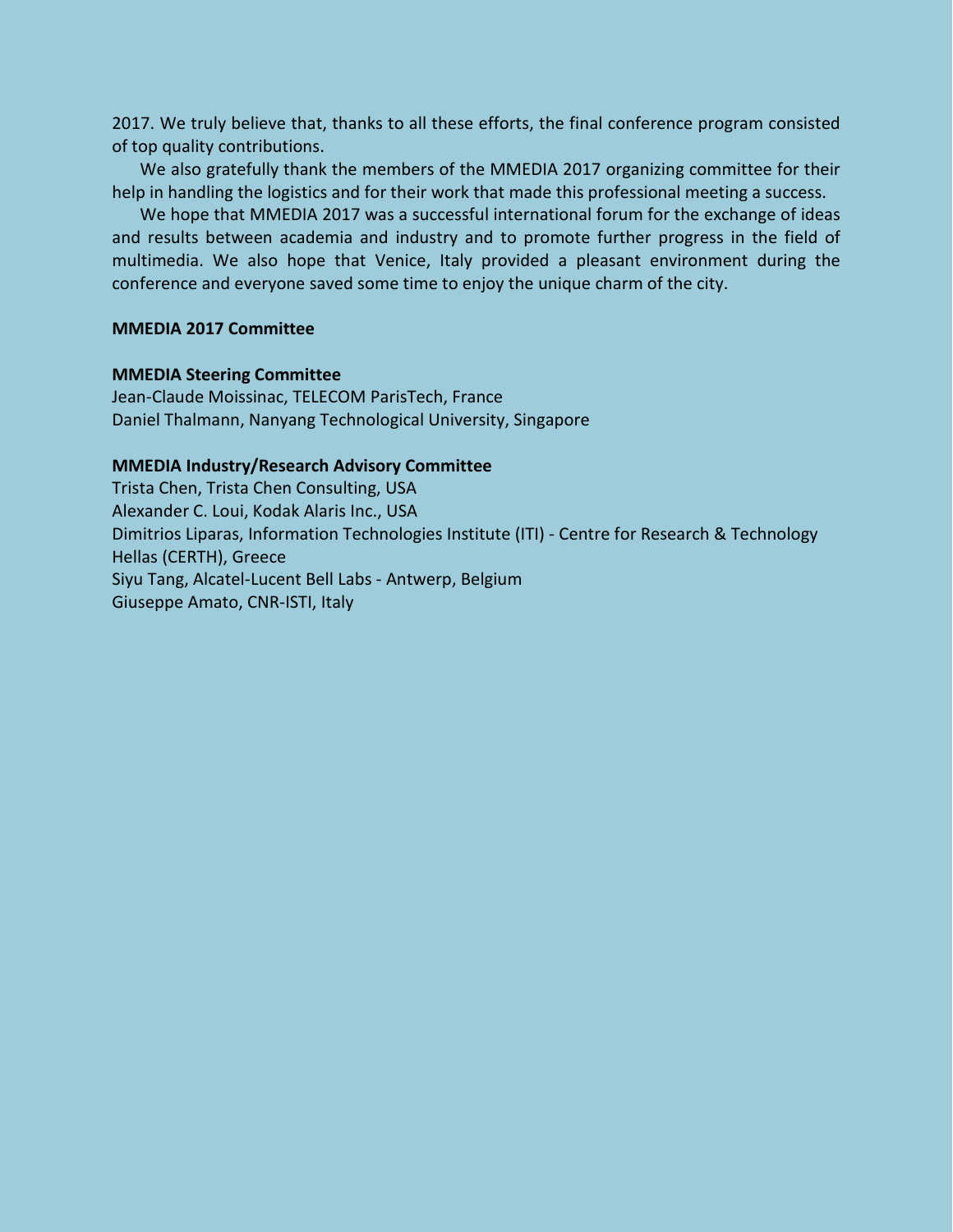2017. We truly believe that, thanks to all these efforts, the final conference program consisted of top quality contributions.

We also gratefully thank the members of the MMEDIA 2017 organizing committee for their help in handling the logistics and for their work that made this professional meeting a success.

We hope that MMEDIA 2017 was a successful international forum for the exchange of ideas and results between academia and industry and to promote further progress in the field of multimedia. We also hope that Venice, Italy provided a pleasant environment during the conference and everyone saved some time to enjoy the unique charm of the city.

**MMEDIA 2017 Committee**

**MMEDIA Steering Committee**

Jean-Claude Moissinac, TELECOM ParisTech, France
Daniel Thalmann, Nanyang Technological University, Singapore

**MMEDIA Industry/Research Advisory Committee**

Trista Chen, Trista Chen Consulting, USA
Alexander C. Loui, Kodak Alaris Inc., USA
Dimitrios Liparas, Information Technologies Institute (ITI) - Centre for Research & Technology Hellas (CERTH), Greece
Siyu Tang, Alcatel-Lucent Bell Labs - Antwerp, Belgium
Giuseppe Amato, CNR-ISTI, Italy